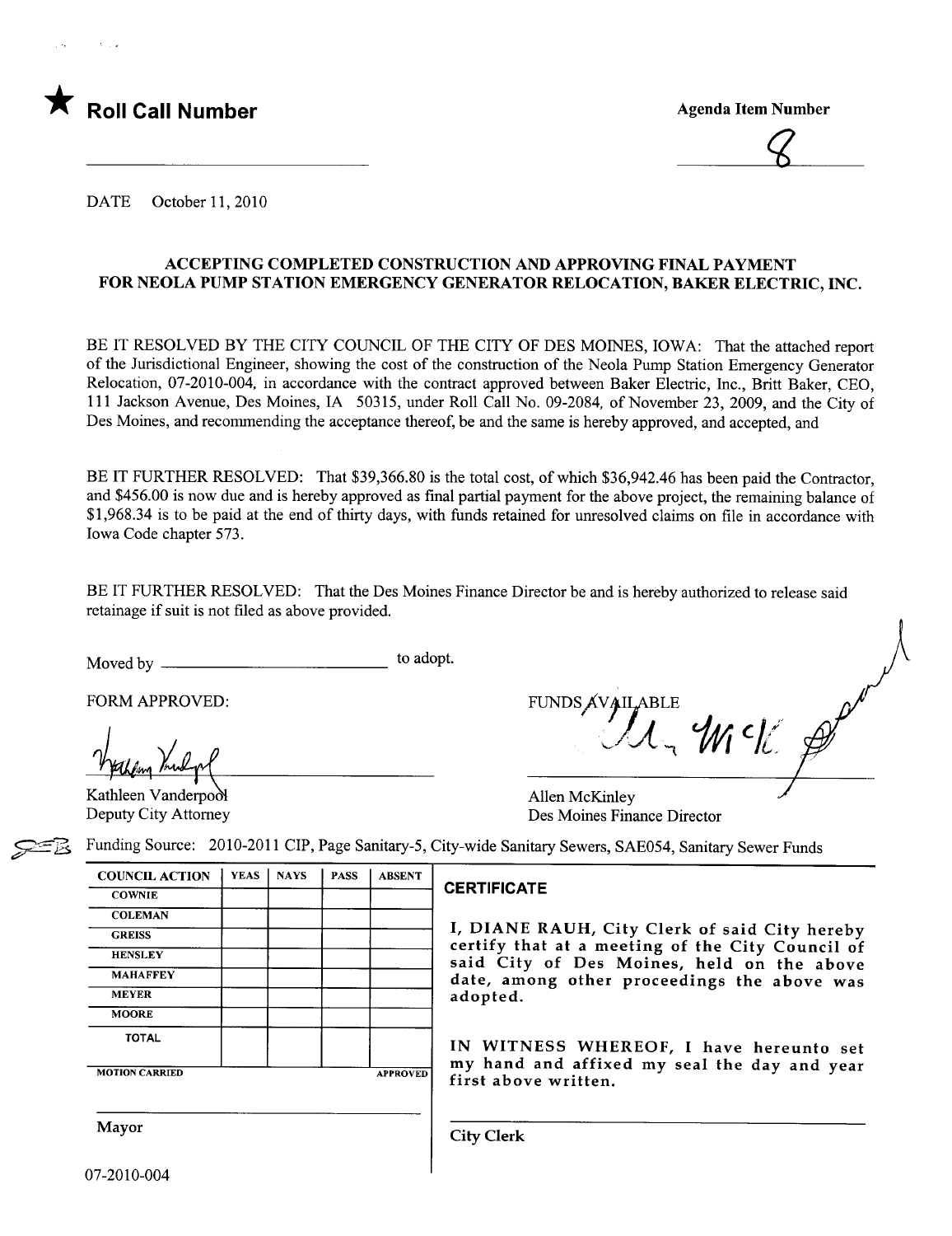★ **Roll Call Number**

**Agenda Item Number**

8

DATE October 11, 2010

**ACCEPTING COMPLETED CONSTRUCTION AND APPROVING FINAL PAYMENT FOR NEOLA PUMP STATION EMERGENCY GENERATOR RELOCATION, BAKER ELECTRIC, INC.**

BE IT RESOLVED BY THE CITY COUNCIL OF THE CITY OF DES MOINES, IOWA: That the attached report of the Jurisdictional Engineer, showing the cost of the construction of the Neola Pump Station Emergency Generator Relocation, 07-2010-004, in accordance with the contract approved between Baker Electric, Inc., Britt Baker, CEO, 111 Jackson Avenue, Des Moines, IA 50315, under Roll Call No. 09-2084, of November 23, 2009, and the City of Des Moines, and recommending the acceptance thereof, be and the same is hereby approved, and accepted, and

BE IT FURTHER RESOLVED: That $39,366.80 is the total cost, of which $36,942.46 has been paid the Contractor, and $456.00 is now due and is hereby approved as final partial payment for the above project, the remaining balance of $1,968.34 is to be paid at the end of thirty days, with funds retained for unresolved claims on file in accordance with Iowa Code chapter 573.

BE IT FURTHER RESOLVED: That the Des Moines Finance Director be and is hereby authorized to release said retainage if suit is not filed as above provided.

Moved by __________________________ to adopt.

FORM APPROVED:

Kathleen Vanderpool
Deputy City Attorney

FUNDS AVAILABLE

Allen McKinley
Des Moines Finance Director

Funding Source: 2010-2011 CIP, Page Sanitary-5, City-wide Sanitary Sewers, SAE054, Sanitary Sewer Funds

| COUNCIL ACTION | YEAS | NAYS | PASS | ABSENT |
|---|---|---|---|---|
| COWNIE | | | | |
| COLEMAN | | | | |
| GREISS | | | | |
| HENSLEY | | | | |
| MAHAFFEY | | | | |
| MEYER | | | | |
| MOORE | | | | |
| TOTAL | | | | |
| MOTION CARRIED | | | | APPROVED |

Mayor

**CERTIFICATE**

I, DIANE RAUH, City Clerk of said City hereby certify that at a meeting of the City Council of said City of Des Moines, held on the above date, among other proceedings the above was adopted.

IN WITNESS WHEREOF, I have hereunto set my hand and affixed my seal the day and year first above written.

City Clerk

07-2010-004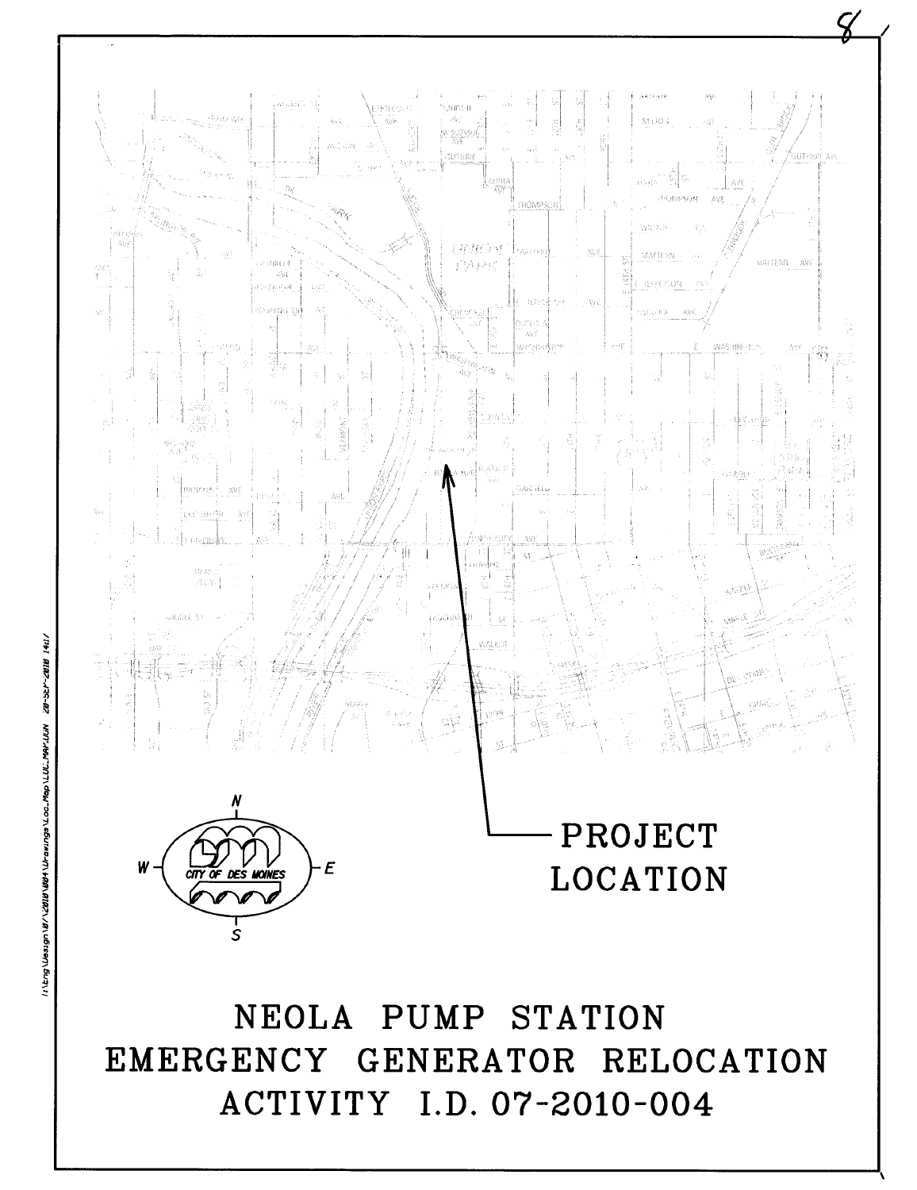PROJECT LOCATION

CITY OF DES MOINES

# NEOLA PUMP STATION
# EMERGENCY GENERATOR RELOCATION
# ACTIVITY I.D. 07-2010-004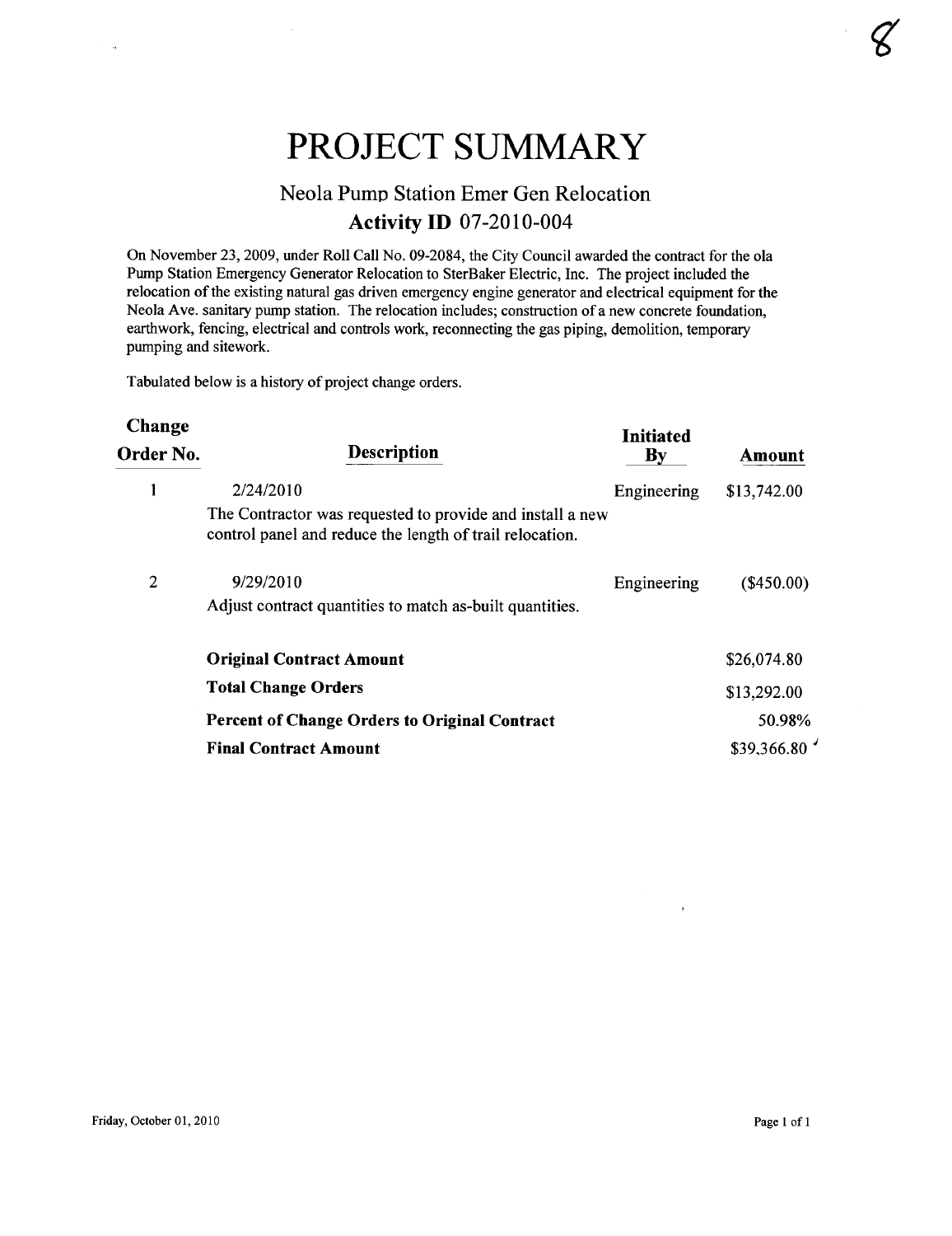# PROJECT SUMMARY

## Neola Pump Station Emer Gen Relocation

### Activity ID 07-2010-004

On November 23, 2009, under Roll Call No. 09-2084, the City Council awarded the contract for the ola Pump Station Emergency Generator Relocation to SterBaker Electric, Inc. The project included the relocation of the existing natural gas driven emergency engine generator and electrical equipment for the Neola Ave. sanitary pump station. The relocation includes; construction of a new concrete foundation, earthwork, fencing, electrical and controls work, reconnecting the gas piping, demolition, temporary pumping and sitework.

Tabulated below is a history of project change orders.

| Change Order No. | Description | Initiated By | Amount |
|---|---|---|---|
| 1 | 2/24/2010<br>The Contractor was requested to provide and install a new control panel and reduce the length of trail relocation. | Engineering | $13,742.00 |
| 2 | 9/29/2010<br>Adjust contract quantities to match as-built quantities. | Engineering | ($450.00) |
| | **Original Contract Amount** | | $26,074.80 |
| | **Total Change Orders** | | $13,292.00 |
| | **Percent of Change Orders to Original Contract** | | 50.98% |
| | **Final Contract Amount** | | $39,366.80 |

Friday, October 01, 2010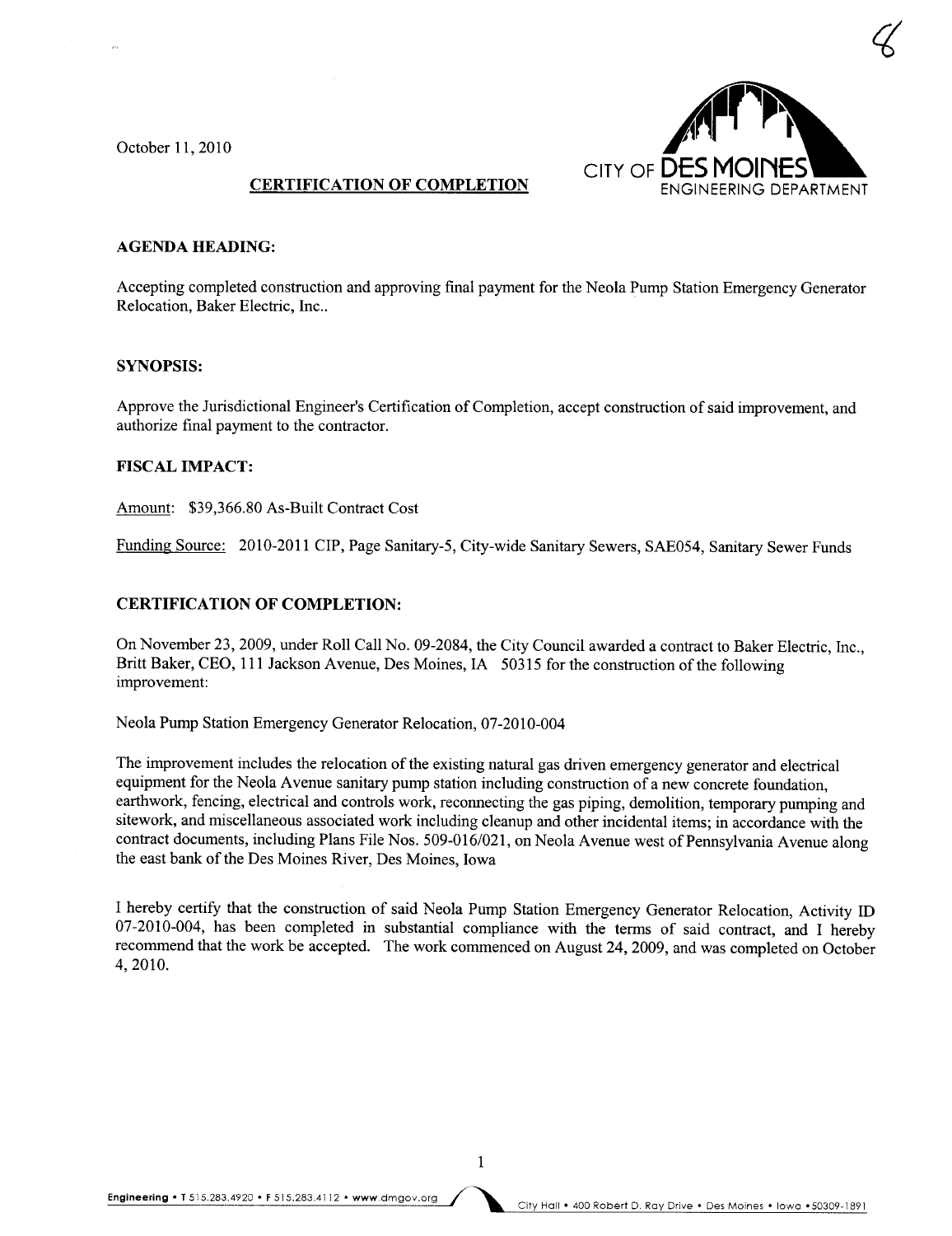October 11, 2010

CITY OF DES MOINES ENGINEERING DEPARTMENT

## CERTIFICATION OF COMPLETION

### AGENDA HEADING:

Accepting completed construction and approving final payment for the Neola Pump Station Emergency Generator Relocation, Baker Electric, Inc..

### SYNOPSIS:

Approve the Jurisdictional Engineer's Certification of Completion, accept construction of said improvement, and authorize final payment to the contractor.

### FISCAL IMPACT:

Amount: $39,366.80 As-Built Contract Cost

Funding Source: 2010-2011 CIP, Page Sanitary-5, City-wide Sanitary Sewers, SAE054, Sanitary Sewer Funds

### CERTIFICATION OF COMPLETION:

On November 23, 2009, under Roll Call No. 09-2084, the City Council awarded a contract to Baker Electric, Inc., Britt Baker, CEO, 111 Jackson Avenue, Des Moines, IA 50315 for the construction of the following improvement:

Neola Pump Station Emergency Generator Relocation, 07-2010-004

The improvement includes the relocation of the existing natural gas driven emergency generator and electrical equipment for the Neola Avenue sanitary pump station including construction of a new concrete foundation, earthwork, fencing, electrical and controls work, reconnecting the gas piping, demolition, temporary pumping and sitework, and miscellaneous associated work including cleanup and other incidental items; in accordance with the contract documents, including Plans File Nos. 509-016/021, on Neola Avenue west of Pennsylvania Avenue along the east bank of the Des Moines River, Des Moines, Iowa

I hereby certify that the construction of said Neola Pump Station Emergency Generator Relocation, Activity ID 07-2010-004, has been completed in substantial compliance with the terms of said contract, and I hereby recommend that the work be accepted. The work commenced on August 24, 2009, and was completed on October 4, 2010.

Engineering • T 515.283.4920 • F 515.283.4112 • www.dmgov.org City Hall • 400 Robert D. Ray Drive • Des Moines • Iowa • 50309-1891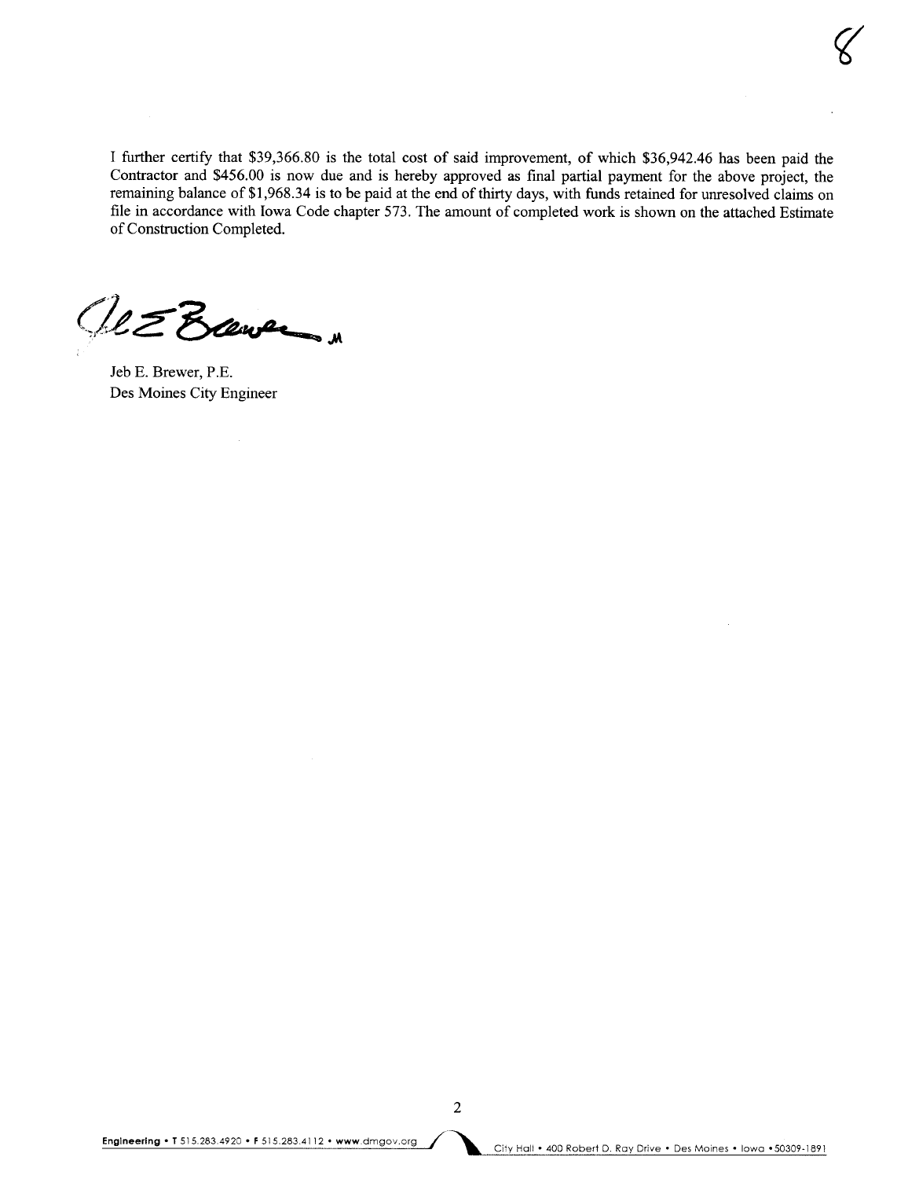I further certify that $39,366.80 is the total cost of said improvement, of which $36,942.46 has been paid the Contractor and $456.00 is now due and is hereby approved as final partial payment for the above project, the remaining balance of $1,968.34 is to be paid at the end of thirty days, with funds retained for unresolved claims on file in accordance with Iowa Code chapter 573. The amount of completed work is shown on the attached Estimate of Construction Completed.

Jeb E. Brewer, P.E.
Des Moines City Engineer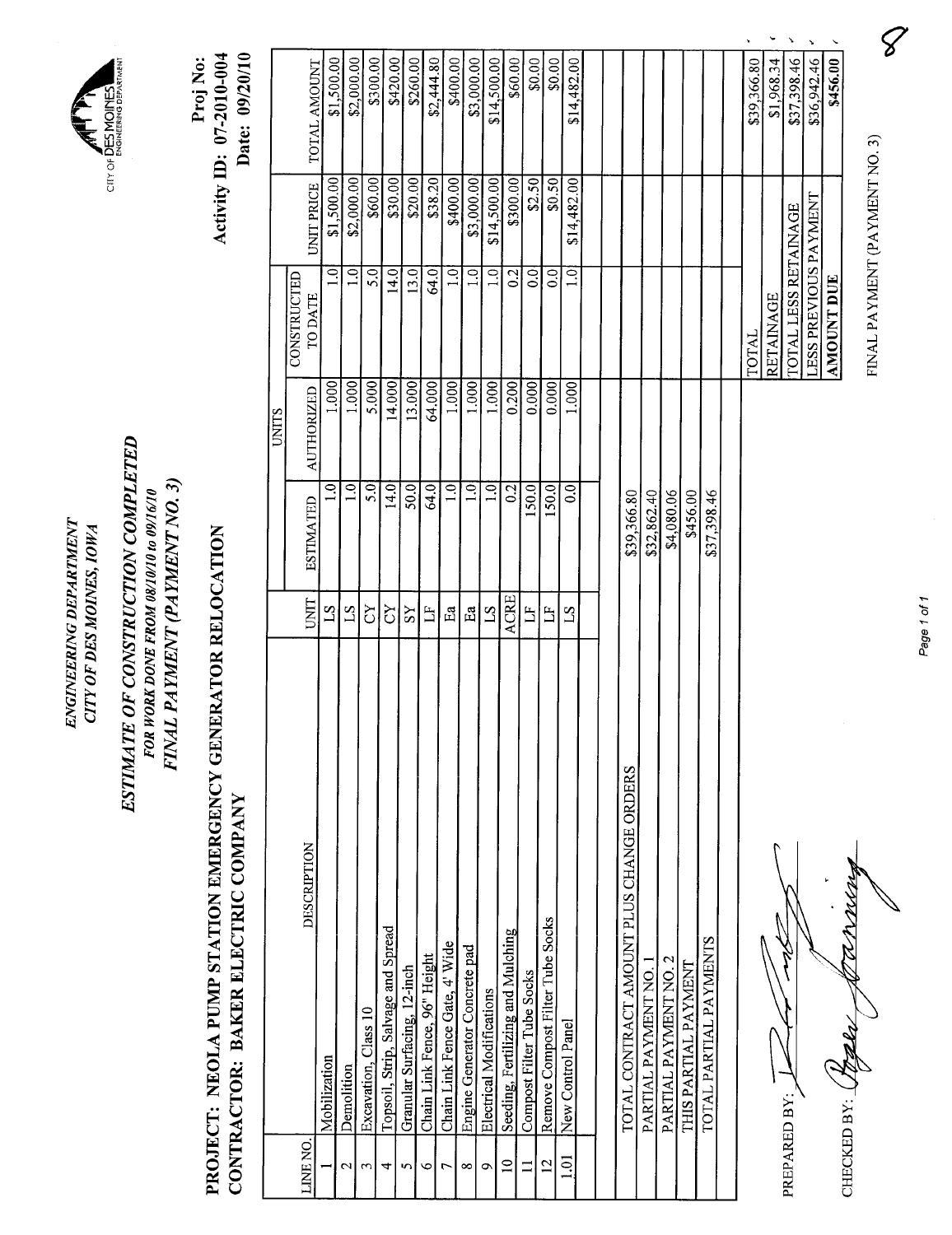ENGINEERING DEPARTMENT
CITY OF DES MOINES, IOWA

CITY OF DES MOINES ENGINEERING DEPARTMENT

# ESTIMATE OF CONSTRUCTION COMPLETED

FOR WORK DONE FROM 08/10/10 to 09/16/10

FINAL PAYMENT (PAYMENT NO. 3)

## PROJECT: NEOLA PUMP STATION EMERGENCY GENERATOR RELOCATION
## CONTRACTOR: BAKER ELECTRIC COMPANY

**Proj No:**
**Activity ID: 07-2010-004**
**Date: 09/20/10**

| LINE NO. | DESCRIPTION | UNIT | UNITS ESTIMATED | UNITS AUTHORIZED | CONSTRUCTED TO DATE | UNIT PRICE | TOTAL AMOUNT |
|---|---|---|---|---|---|---|---|
| 1 | Mobilization | LS | 1.0 | 1.000 | 1.0 | $1,500.00 | $1,500.00 |
| 2 | Demolition | LS | 1.0 | 1.000 | 1.0 | $2,000.00 | $2,000.00 |
| 3 | Excavation, Class 10 | CY | 5.0 | 5.000 | 5.0 | $60.00 | $300.00 |
| 4 | Topsoil, Strip, Salvage and Spread | CY | 14.0 | 14.000 | 14.0 | $30.00 | $420.00 |
| 5 | Granular Surfacing, 12-inch | SY | 50.0 | 13.000 | 13.0 | $20.00 | $260.00 |
| 6 | Chain Link Fence, 96" Height | LF | 64.0 | 64.000 | 64.0 | $38.20 | $2,444.80 |
| 7 | Chain Link Fence Gate, 4' Wide | Ea | 1.0 | 1.000 | 1.0 | $400.00 | $400.00 |
| 8 | Engine Generator Concrete pad | Ea | 1.0 | 1.000 | 1.0 | $3,000.00 | $3,000.00 |
| 9 | Electrical Modifications | LS | 1.0 | 1.000 | 1.0 | $14,500.00 | $14,500.00 |
| 10 | Seeding, Fertilizing and Mulching | ACRE | 0.2 | 0.200 | 0.2 | $300.00 | $60.00 |
| 11 | Compost Filter Tube Socks | LF | 150.0 | 0.000 | 0.0 | $2.50 | $0.00 |
| 12 | Remove Compost Filter Tube Socks | LF | 150.0 | 0.000 | 0.0 | $0.50 | $0.00 |
| 1.01 | New Control Panel | LS | 0.0 | 1.000 | 1.0 | $14,482.00 | $14,482.00 |

| | |
|---|---|
| TOTAL CONTRACT AMOUNT PLUS CHANGE ORDERS | $39,366.80 |
| PARTIAL PAYMENT NO. 1 | $32,862.40 |
| PARTIAL PAYMENT NO. 2 | $4,080.06 |
| THIS PARTIAL PAYMENT | $456.00 |
| TOTAL PARTIAL PAYMENTS | $37,398.46 |

| | |
|---|---|
| TOTAL | $39,366.80 |
| RETAINAGE | $1,968.34 |
| TOTAL LESS RETAINAGE | $37,398.46 |
| LESS PREVIOUS PAYMENT | $36,942.46 |
| **AMOUNT DUE** | **$456.00** |

PREPARED BY: [signature]

CHECKED BY: [signature]

FINAL PAYMENT (PAYMENT NO. 3)

8